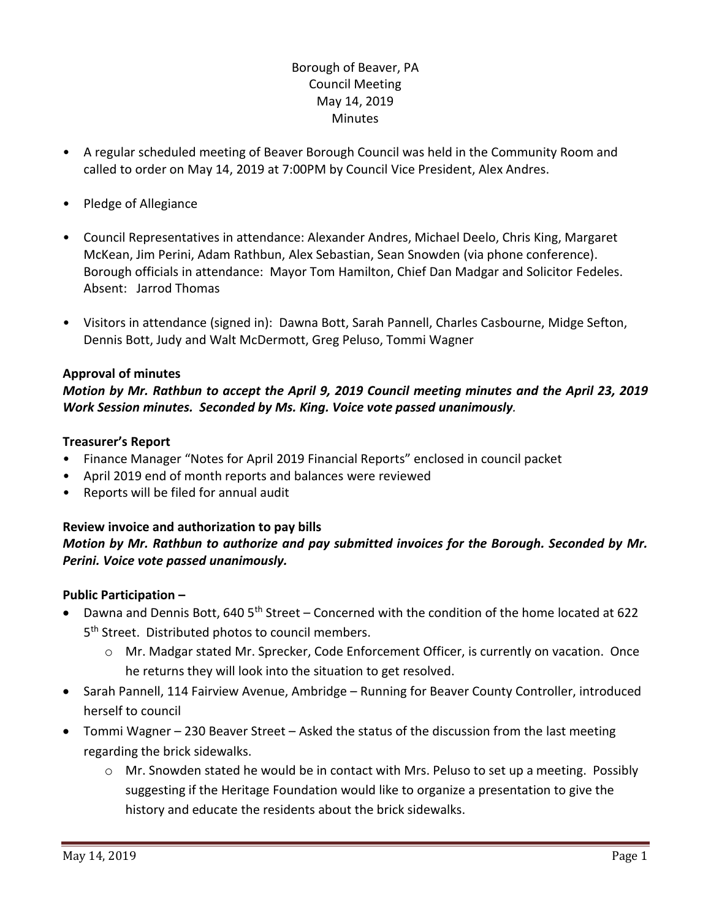# Borough of Beaver, PA
## Council Meeting
## May 14, 2019
## Minutes

- A regular scheduled meeting of Beaver Borough Council was held in the Community Room and called to order on May 14, 2019 at 7:00PM by Council Vice President, Alex Andres.
- Pledge of Allegiance
- Council Representatives in attendance: Alexander Andres, Michael Deelo, Chris King, Margaret McKean, Jim Perini, Adam Rathbun, Alex Sebastian, Sean Snowden (via phone conference). Borough officials in attendance: Mayor Tom Hamilton, Chief Dan Madgar and Solicitor Fedeles. Absent: Jarrod Thomas
- Visitors in attendance (signed in): Dawna Bott, Sarah Pannell, Charles Casbourne, Midge Sefton, Dennis Bott, Judy and Walt McDermott, Greg Peluso, Tommi Wagner

### Approval of minutes

***Motion by Mr. Rathbun to accept the April 9, 2019 Council meeting minutes and the April 23, 2019 Work Session minutes. Seconded by Ms. King. Voice vote passed unanimously.***

### Treasurer's Report

- Finance Manager "Notes for April 2019 Financial Reports" enclosed in council packet
- April 2019 end of month reports and balances were reviewed
- Reports will be filed for annual audit

### Review invoice and authorization to pay bills

***Motion by Mr. Rathbun to authorize and pay submitted invoices for the Borough. Seconded by Mr. Perini. Voice vote passed unanimously.***

### Public Participation –

- Dawna and Dennis Bott, 640 5th Street – Concerned with the condition of the home located at 622 5th Street. Distributed photos to council members.
    - Mr. Madgar stated Mr. Sprecker, Code Enforcement Officer, is currently on vacation. Once he returns they will look into the situation to get resolved.
- Sarah Pannell, 114 Fairview Avenue, Ambridge – Running for Beaver County Controller, introduced herself to council
- Tommi Wagner – 230 Beaver Street – Asked the status of the discussion from the last meeting regarding the brick sidewalks.
    - Mr. Snowden stated he would be in contact with Mrs. Peluso to set up a meeting. Possibly suggesting if the Heritage Foundation would like to organize a presentation to give the history and educate the residents about the brick sidewalks.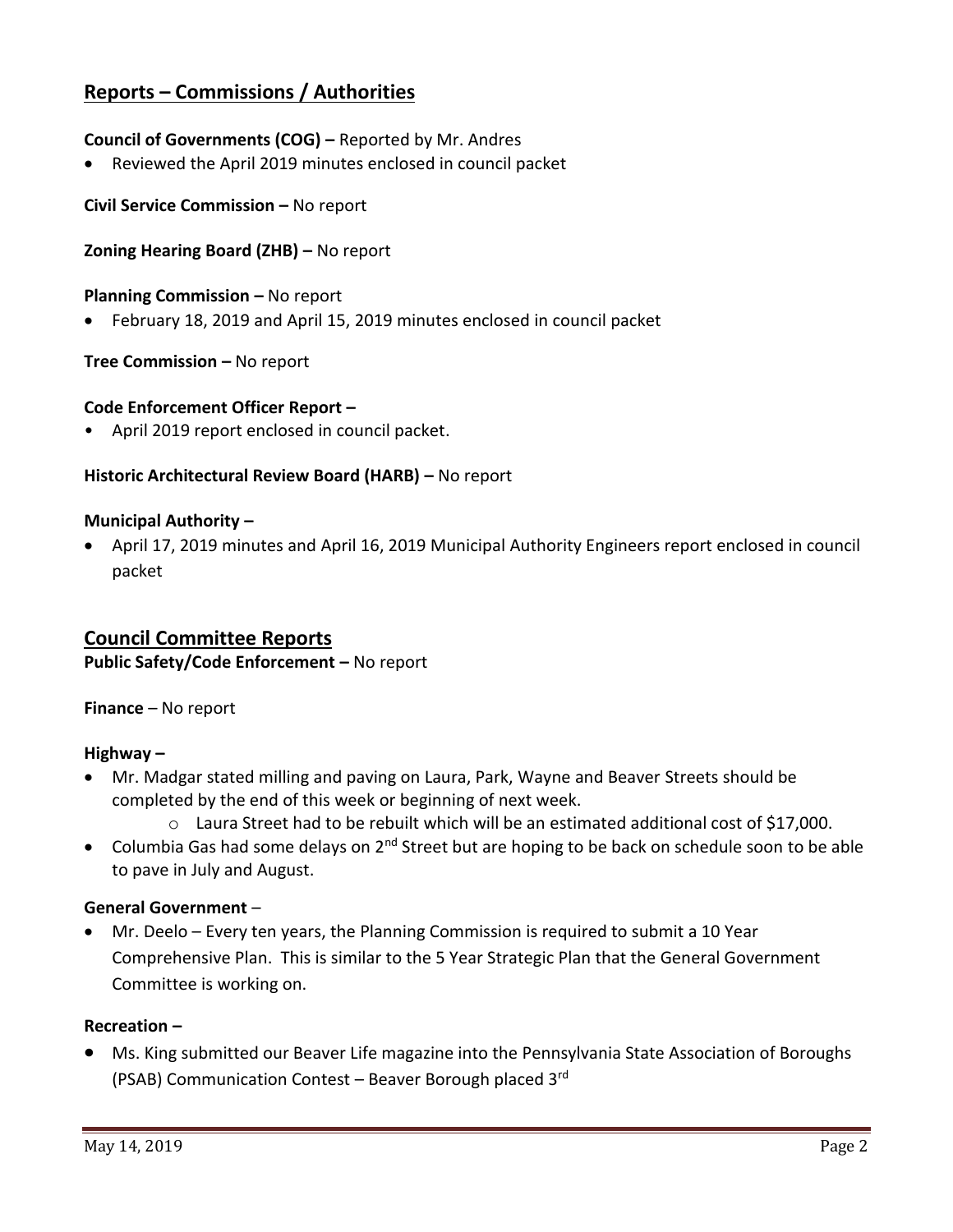## Reports – Commissions / Authorities

**Council of Governments (COG) –** Reported by Mr. Andres

- Reviewed the April 2019 minutes enclosed in council packet

**Civil Service Commission –** No report

**Zoning Hearing Board (ZHB) –** No report

**Planning Commission –** No report

- February 18, 2019 and April 15, 2019 minutes enclosed in council packet

**Tree Commission –** No report

**Code Enforcement Officer Report –**

- April 2019 report enclosed in council packet.

**Historic Architectural Review Board (HARB) –** No report

**Municipal Authority –**

- April 17, 2019 minutes and April 16, 2019 Municipal Authority Engineers report enclosed in council packet

## Council Committee Reports

**Public Safety/Code Enforcement –** No report

**Finance** – No report

**Highway –**

- Mr. Madgar stated milling and paving on Laura, Park, Wayne and Beaver Streets should be completed by the end of this week or beginning of next week.
  - Laura Street had to be rebuilt which will be an estimated additional cost of $17,000.
- Columbia Gas had some delays on 2nd Street but are hoping to be back on schedule soon to be able to pave in July and August.

**General Government** –

- Mr. Deelo – Every ten years, the Planning Commission is required to submit a 10 Year Comprehensive Plan. This is similar to the 5 Year Strategic Plan that the General Government Committee is working on.

**Recreation –**

- Ms. King submitted our Beaver Life magazine into the Pennsylvania State Association of Boroughs (PSAB) Communication Contest – Beaver Borough placed 3rd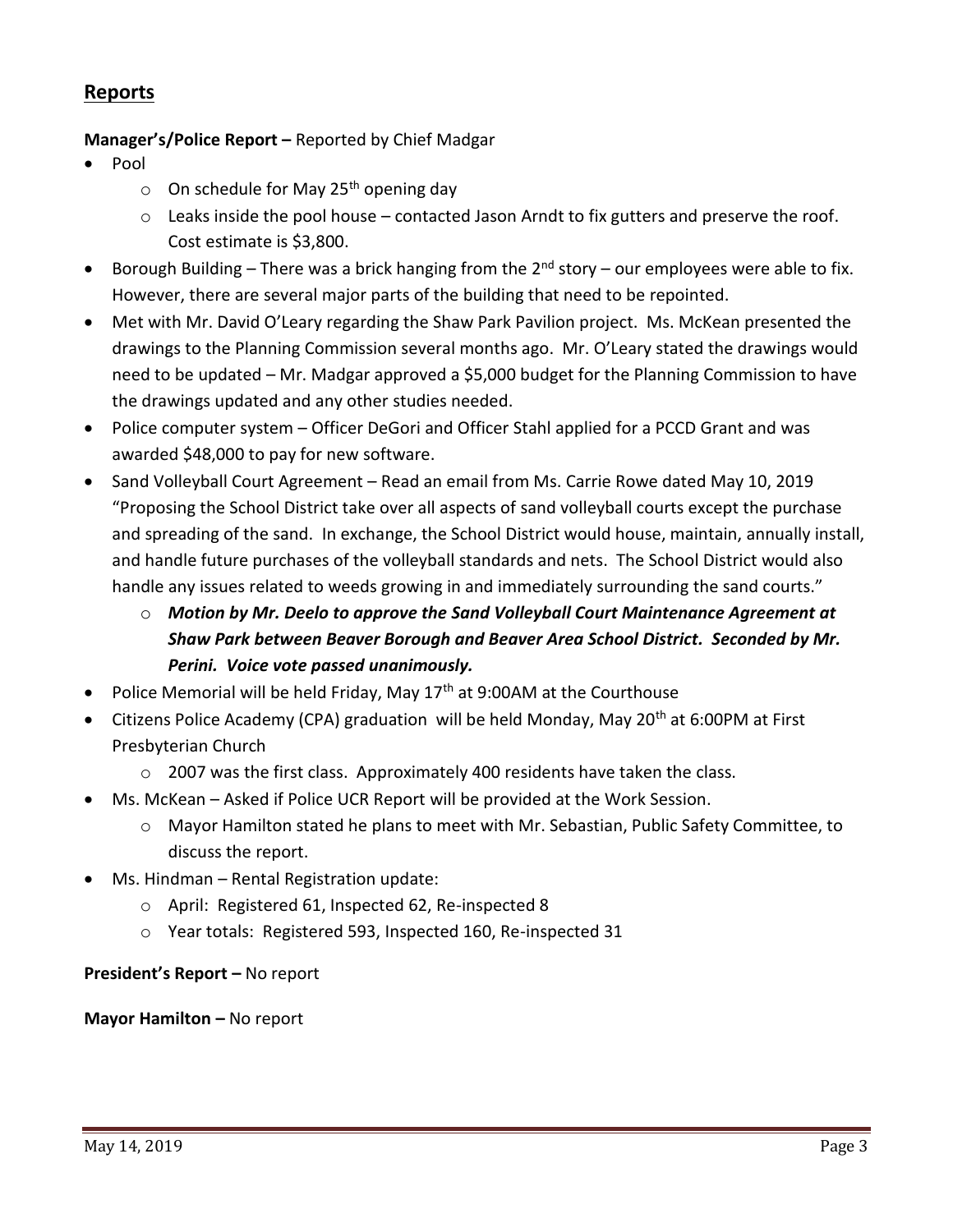## Reports

**Manager's/Police Report –** Reported by Chief Madgar

- Pool
  - On schedule for May 25th opening day
  - Leaks inside the pool house – contacted Jason Arndt to fix gutters and preserve the roof. Cost estimate is $3,800.
- Borough Building – There was a brick hanging from the 2nd story – our employees were able to fix. However, there are several major parts of the building that need to be repointed.
- Met with Mr. David O'Leary regarding the Shaw Park Pavilion project. Ms. McKean presented the drawings to the Planning Commission several months ago. Mr. O'Leary stated the drawings would need to be updated – Mr. Madgar approved a $5,000 budget for the Planning Commission to have the drawings updated and any other studies needed.
- Police computer system – Officer DeGori and Officer Stahl applied for a PCCD Grant and was awarded $48,000 to pay for new software.
- Sand Volleyball Court Agreement – Read an email from Ms. Carrie Rowe dated May 10, 2019 "Proposing the School District take over all aspects of sand volleyball courts except the purchase and spreading of the sand. In exchange, the School District would house, maintain, annually install, and handle future purchases of the volleyball standards and nets. The School District would also handle any issues related to weeds growing in and immediately surrounding the sand courts."
  - ***Motion by Mr. Deelo to approve the Sand Volleyball Court Maintenance Agreement at Shaw Park between Beaver Borough and Beaver Area School District. Seconded by Mr. Perini. Voice vote passed unanimously.***
- Police Memorial will be held Friday, May 17th at 9:00AM at the Courthouse
- Citizens Police Academy (CPA) graduation will be held Monday, May 20th at 6:00PM at First Presbyterian Church
  - 2007 was the first class. Approximately 400 residents have taken the class.
- Ms. McKean – Asked if Police UCR Report will be provided at the Work Session.
  - Mayor Hamilton stated he plans to meet with Mr. Sebastian, Public Safety Committee, to discuss the report.
- Ms. Hindman – Rental Registration update:
  - April: Registered 61, Inspected 62, Re-inspected 8
  - Year totals: Registered 593, Inspected 160, Re-inspected 31

**President's Report –** No report

**Mayor Hamilton –** No report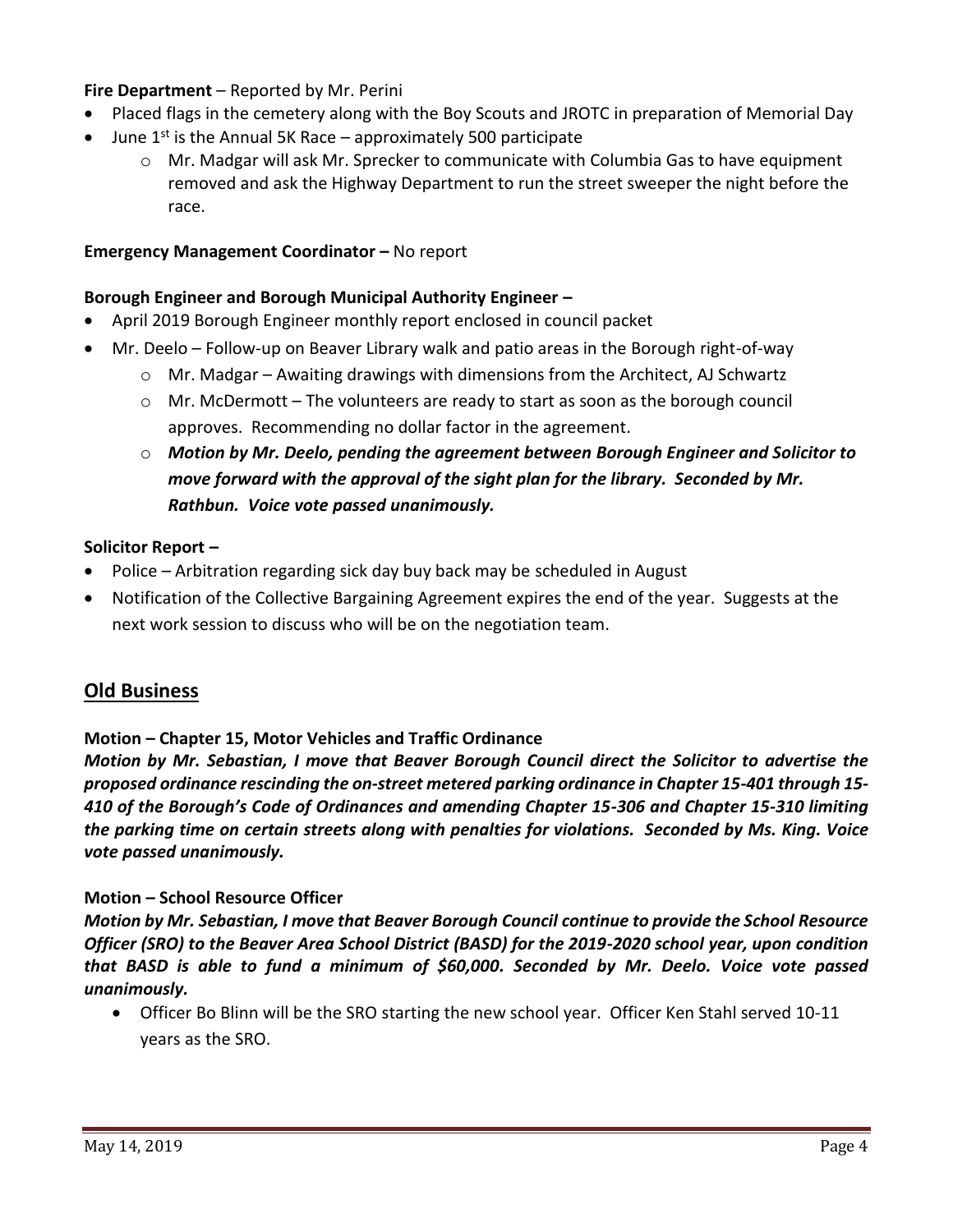**Fire Department** – Reported by Mr. Perini

- Placed flags in the cemetery along with the Boy Scouts and JROTC in preparation of Memorial Day
- June 1st is the Annual 5K Race – approximately 500 participate
    - Mr. Madgar will ask Mr. Sprecker to communicate with Columbia Gas to have equipment removed and ask the Highway Department to run the street sweeper the night before the race.

**Emergency Management Coordinator –** No report

**Borough Engineer and Borough Municipal Authority Engineer –**

- April 2019 Borough Engineer monthly report enclosed in council packet
- Mr. Deelo – Follow-up on Beaver Library walk and patio areas in the Borough right-of-way
    - Mr. Madgar – Awaiting drawings with dimensions from the Architect, AJ Schwartz
    - Mr. McDermott – The volunteers are ready to start as soon as the borough council approves. Recommending no dollar factor in the agreement.
    - ***Motion by Mr. Deelo, pending the agreement between Borough Engineer and Solicitor to move forward with the approval of the sight plan for the library. Seconded by Mr. Rathbun. Voice vote passed unanimously.***

**Solicitor Report –**

- Police – Arbitration regarding sick day buy back may be scheduled in August
- Notification of the Collective Bargaining Agreement expires the end of the year. Suggests at the next work session to discuss who will be on the negotiation team.

## Old Business

**Motion – Chapter 15, Motor Vehicles and Traffic Ordinance**

***Motion by Mr. Sebastian, I move that Beaver Borough Council direct the Solicitor to advertise the proposed ordinance rescinding the on-street metered parking ordinance in Chapter 15-401 through 15-410 of the Borough's Code of Ordinances and amending Chapter 15-306 and Chapter 15-310 limiting the parking time on certain streets along with penalties for violations. Seconded by Ms. King. Voice vote passed unanimously.***

**Motion – School Resource Officer**

***Motion by Mr. Sebastian, I move that Beaver Borough Council continue to provide the School Resource Officer (SRO) to the Beaver Area School District (BASD) for the 2019-2020 school year, upon condition that BASD is able to fund a minimum of $60,000. Seconded by Mr. Deelo. Voice vote passed unanimously.***

- Officer Bo Blinn will be the SRO starting the new school year. Officer Ken Stahl served 10-11 years as the SRO.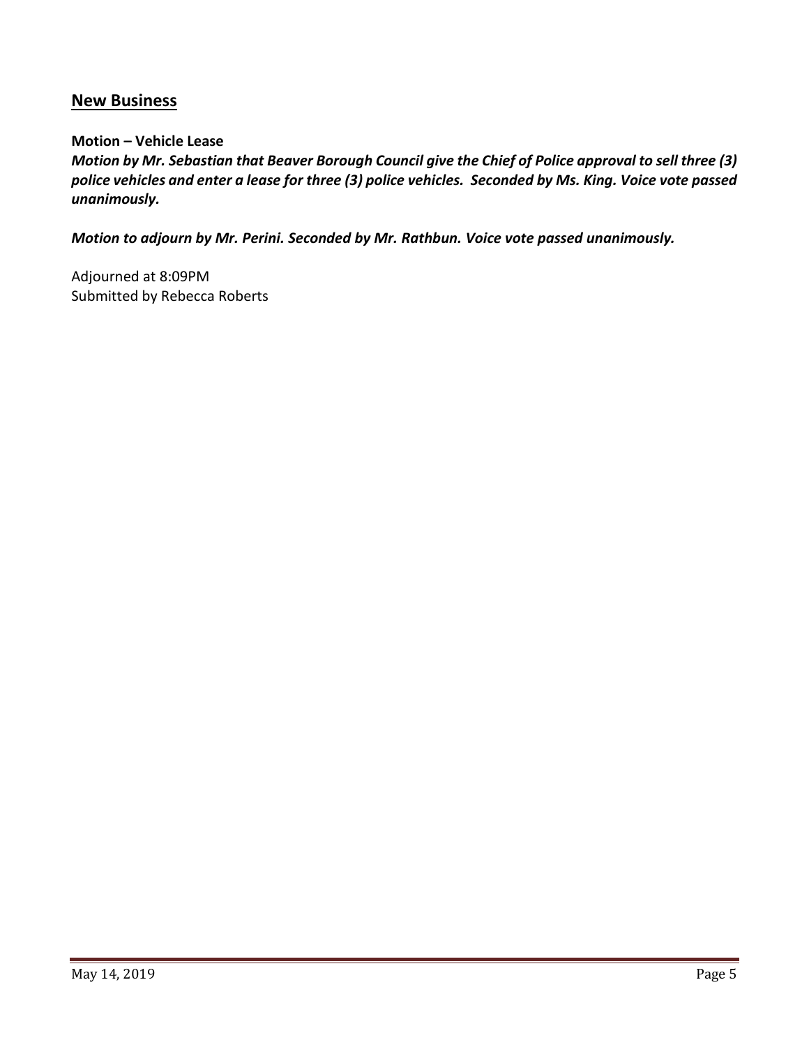## New Business

**Motion – Vehicle Lease**

***Motion by Mr. Sebastian that Beaver Borough Council give the Chief of Police approval to sell three (3) police vehicles and enter a lease for three (3) police vehicles. Seconded by Ms. King. Voice vote passed unanimously.***

***Motion to adjourn by Mr. Perini. Seconded by Mr. Rathbun. Voice vote passed unanimously.***

Adjourned at 8:09PM
Submitted by Rebecca Roberts